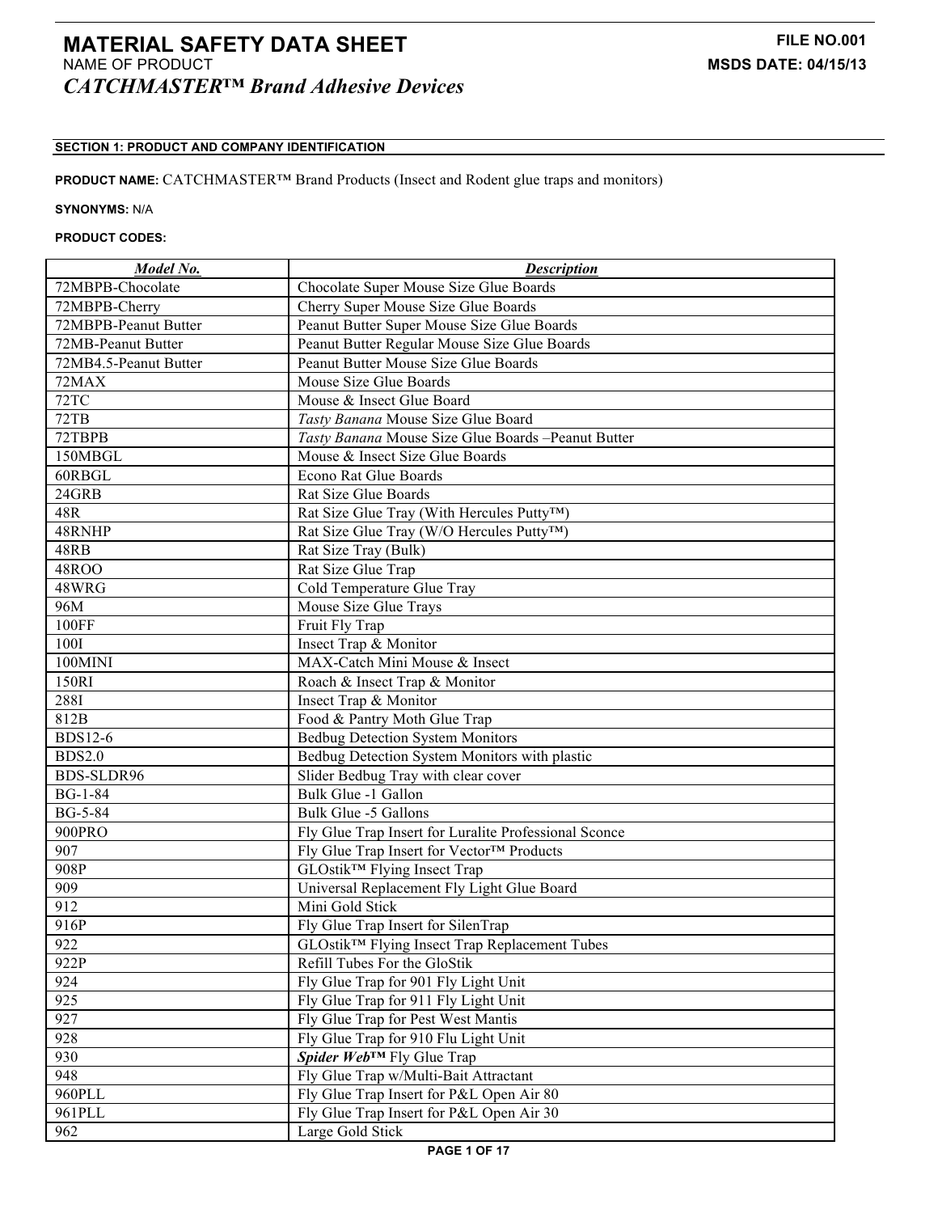# MATERIAL SAFETY DATA SHEET

**FILE NO.001**

NAME OF PRODUCT

**MSDS DATE: 04/15/13**

***CATCHMASTER™ Brand Adhesive Devices***

## SECTION 1: PRODUCT AND COMPANY IDENTIFICATION

**PRODUCT NAME:** CATCHMASTER™ Brand Products (Insect and Rodent glue traps and monitors)

**SYNONYMS:** N/A

**PRODUCT CODES:**

| *Model No.* | *Description* |
|---|---|
| 72MBPB-Chocolate | Chocolate Super Mouse Size Glue Boards |
| 72MBPB-Cherry | Cherry Super Mouse Size Glue Boards |
| 72MBPB-Peanut Butter | Peanut Butter Super Mouse Size Glue Boards |
| 72MB-Peanut Butter | Peanut Butter Regular Mouse Size Glue Boards |
| 72MB4.5-Peanut Butter | Peanut Butter Mouse Size Glue Boards |
| 72MAX | Mouse Size Glue Boards |
| 72TC | Mouse & Insect Glue Board |
| 72TB | *Tasty Banana* Mouse Size Glue Board |
| 72TBPB | *Tasty Banana* Mouse Size Glue Boards –Peanut Butter |
| 150MBGL | Mouse & Insect Size Glue Boards |
| 60RBGL | Econo Rat Glue Boards |
| 24GRB | Rat Size Glue Boards |
| 48R | Rat Size Glue Tray (With Hercules Putty™) |
| 48RNHP | Rat Size Glue Tray (W/O Hercules Putty™) |
| 48RB | Rat Size Tray (Bulk) |
| 48ROO | Rat Size Glue Trap |
| 48WRG | Cold Temperature Glue Tray |
| 96M | Mouse Size Glue Trays |
| 100FF | Fruit Fly Trap |
| 100I | Insect Trap & Monitor |
| 100MINI | MAX-Catch Mini Mouse & Insect |
| 150RI | Roach & Insect Trap & Monitor |
| 288I | Insect Trap & Monitor |
| 812B | Food & Pantry Moth Glue Trap |
| BDS12-6 | Bedbug Detection System Monitors |
| BDS2.0 | Bedbug Detection System Monitors with plastic |
| BDS-SLDR96 | Slider Bedbug Tray with clear cover |
| BG-1-84 | Bulk Glue -1 Gallon |
| BG-5-84 | Bulk Glue -5 Gallons |
| 900PRO | Fly Glue Trap Insert for Luralite Professional Sconce |
| 907 | Fly Glue Trap Insert for Vector™ Products |
| 908P | GLOstik™ Flying Insect Trap |
| 909 | Universal Replacement Fly Light Glue Board |
| 912 | Mini Gold Stick |
| 916P | Fly Glue Trap Insert for SilenTrap |
| 922 | GLOstik™ Flying Insect Trap Replacement Tubes |
| 922P | Refill Tubes For the GloStik |
| 924 | Fly Glue Trap for 901 Fly Light Unit |
| 925 | Fly Glue Trap for 911 Fly Light Unit |
| 927 | Fly Glue Trap for Pest West Mantis |
| 928 | Fly Glue Trap for 910 Flu Light Unit |
| 930 | ***Spider Web™*** Fly Glue Trap |
| 948 | Fly Glue Trap w/Multi-Bait Attractant |
| 960PLL | Fly Glue Trap Insert for P&L Open Air 80 |
| 961PLL | Fly Glue Trap Insert for P&L Open Air 30 |
| 962 | Large Gold Stick |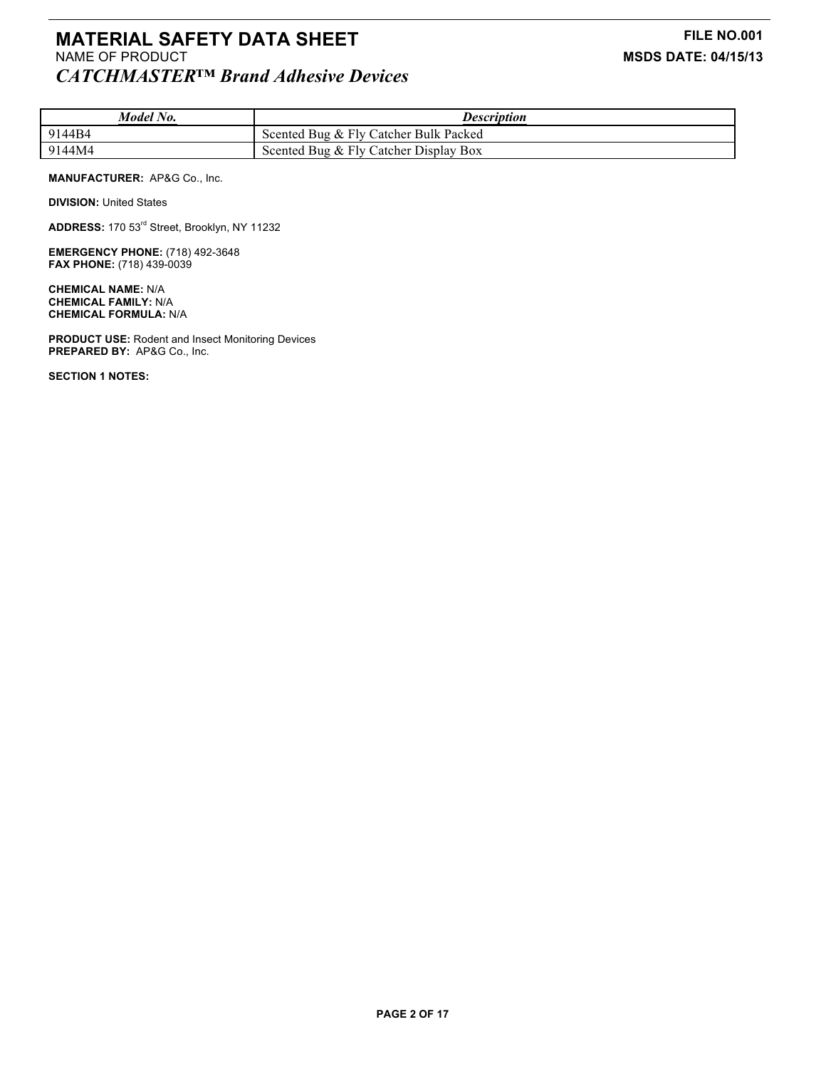# MATERIAL SAFETY DATA SHEET

**FILE NO.001**

NAME OF PRODUCT

**MSDS DATE: 04/15/13**

***CATCHMASTER™ Brand Adhesive Devices***

| ***Model No.*** | ***Description*** |
|---|---|
| 9144B4 | Scented Bug & Fly Catcher Bulk Packed |
| 9144M4 | Scented Bug & Fly Catcher Display Box |

**MANUFACTURER:** AP&G Co., Inc.

**DIVISION:** United States

**ADDRESS:** 170 53rd Street, Brooklyn, NY 11232

**EMERGENCY PHONE:** (718) 492-3648
**FAX PHONE:** (718) 439-0039

**CHEMICAL NAME:** N/A
**CHEMICAL FAMILY:** N/A
**CHEMICAL FORMULA:** N/A

**PRODUCT USE:** Rodent and Insect Monitoring Devices
**PREPARED BY:** AP&G Co., Inc.

**SECTION 1 NOTES:**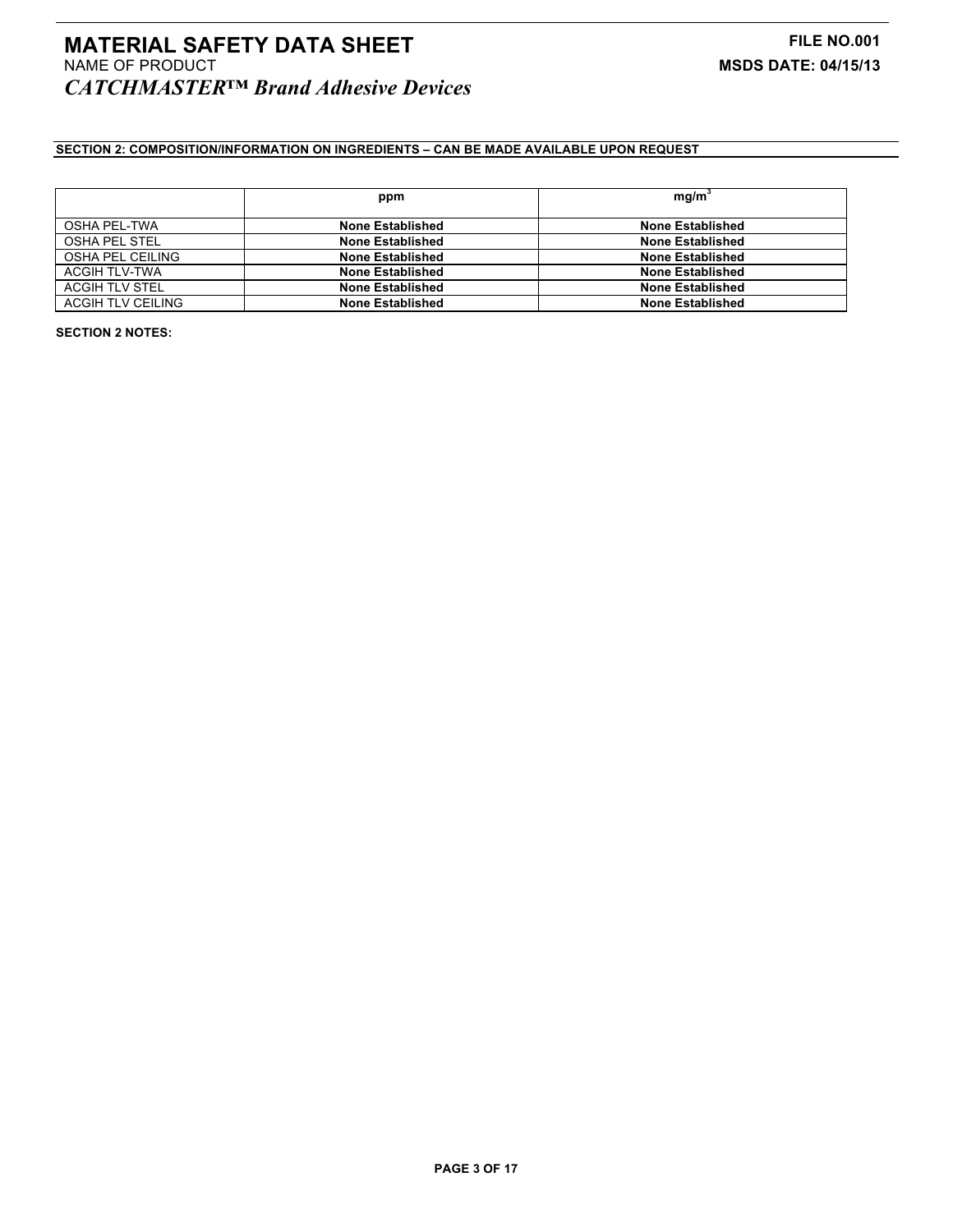## SECTION 2: COMPOSITION/INFORMATION ON INGREDIENTS – CAN BE MADE AVAILABLE UPON REQUEST

| | ppm | $mg/m^3$ |
|---|---|---|
| OSHA PEL-TWA | **None Established** | **None Established** |
| OSHA PEL STEL | **None Established** | **None Established** |
| OSHA PEL CEILING | **None Established** | **None Established** |
| ACGIH TLV-TWA | **None Established** | **None Established** |
| ACGIH TLV STEL | **None Established** | **None Established** |
| ACGIH TLV CEILING | **None Established** | **None Established** |

**SECTION 2 NOTES:**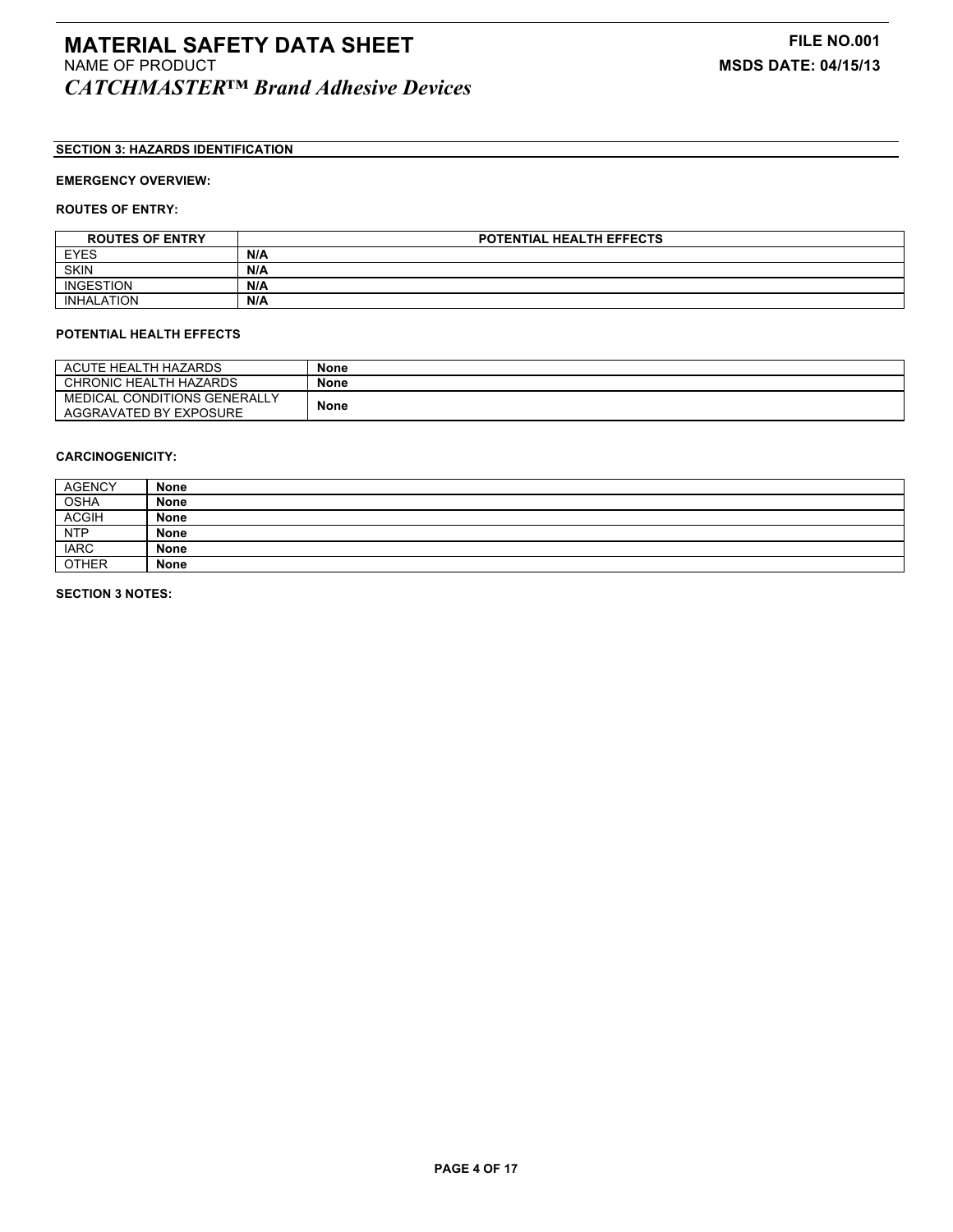# MATERIAL SAFETY DATA SHEET

NAME OF PRODUCT

***CATCHMASTER™ Brand Adhesive Devices***

**FILE NO.001**

**MSDS DATE: 04/15/13**

## SECTION 3: HAZARDS IDENTIFICATION

**EMERGENCY OVERVIEW:**

**ROUTES OF ENTRY:**

| ROUTES OF ENTRY | POTENTIAL HEALTH EFFECTS |
|---|---|
| EYES | **N/A** |
| SKIN | **N/A** |
| INGESTION | **N/A** |
| INHALATION | **N/A** |

**POTENTIAL HEALTH EFFECTS**

| | |
|---|---|
| ACUTE HEALTH HAZARDS | **None** |
| CHRONIC HEALTH HAZARDS | **None** |
| MEDICAL CONDITIONS GENERALLY AGGRAVATED BY EXPOSURE | **None** |

**CARCINOGENICITY:**

| AGENCY | None |
|---|---|
| OSHA | **None** |
| ACGIH | **None** |
| NTP | **None** |
| IARC | **None** |
| OTHER | **None** |

**SECTION 3 NOTES:**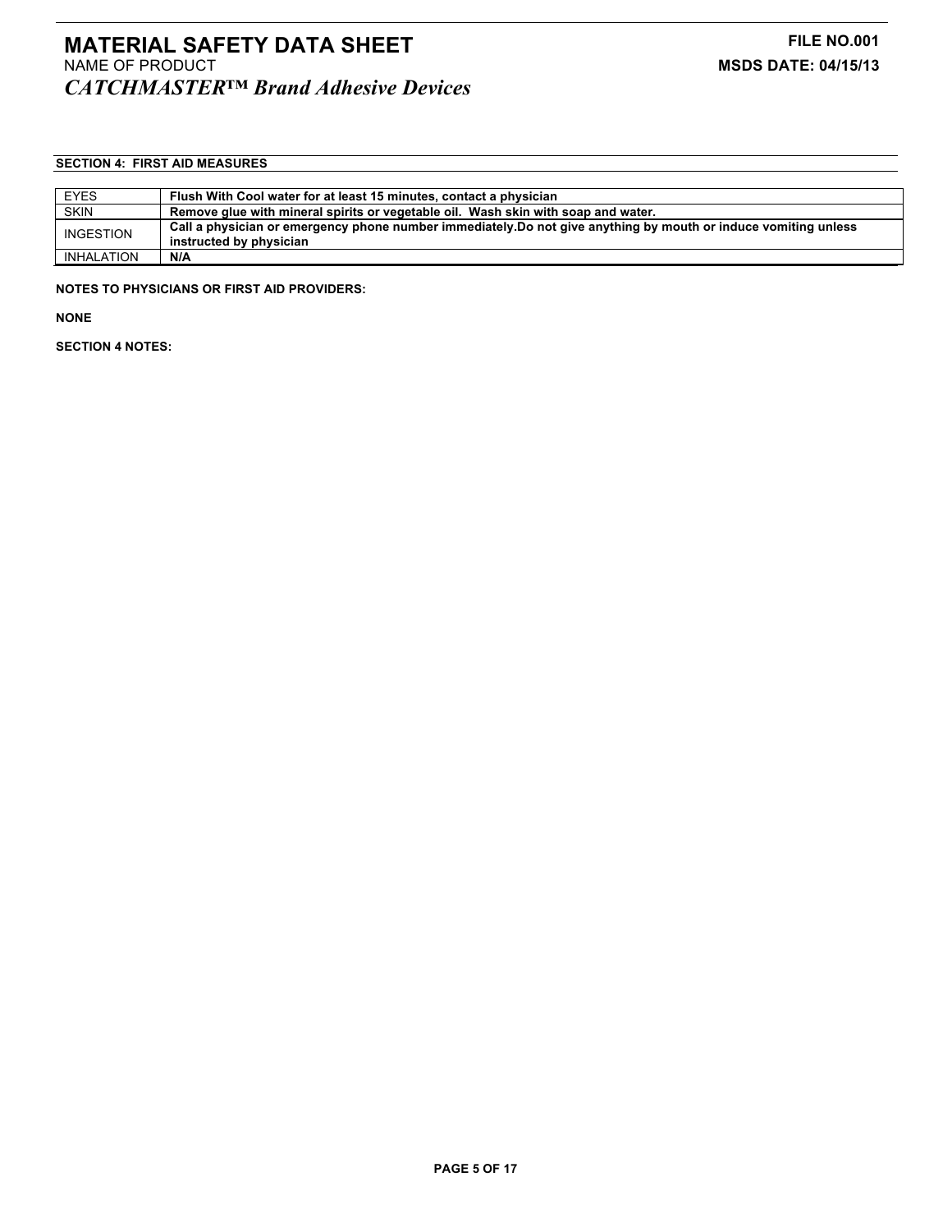**SECTION 4: FIRST AID MEASURES**

| | |
|---|---|
| EYES | **Flush With Cool water for at least 15 minutes, contact a physician** |
| SKIN | **Remove glue with mineral spirits or vegetable oil. Wash skin with soap and water.** |
| INGESTION | **Call a physician or emergency phone number immediately.Do not give anything by mouth or induce vomiting unless instructed by physician** |
| INHALATION | **N/A** |

**NOTES TO PHYSICIANS OR FIRST AID PROVIDERS:**

**NONE**

**SECTION 4 NOTES:**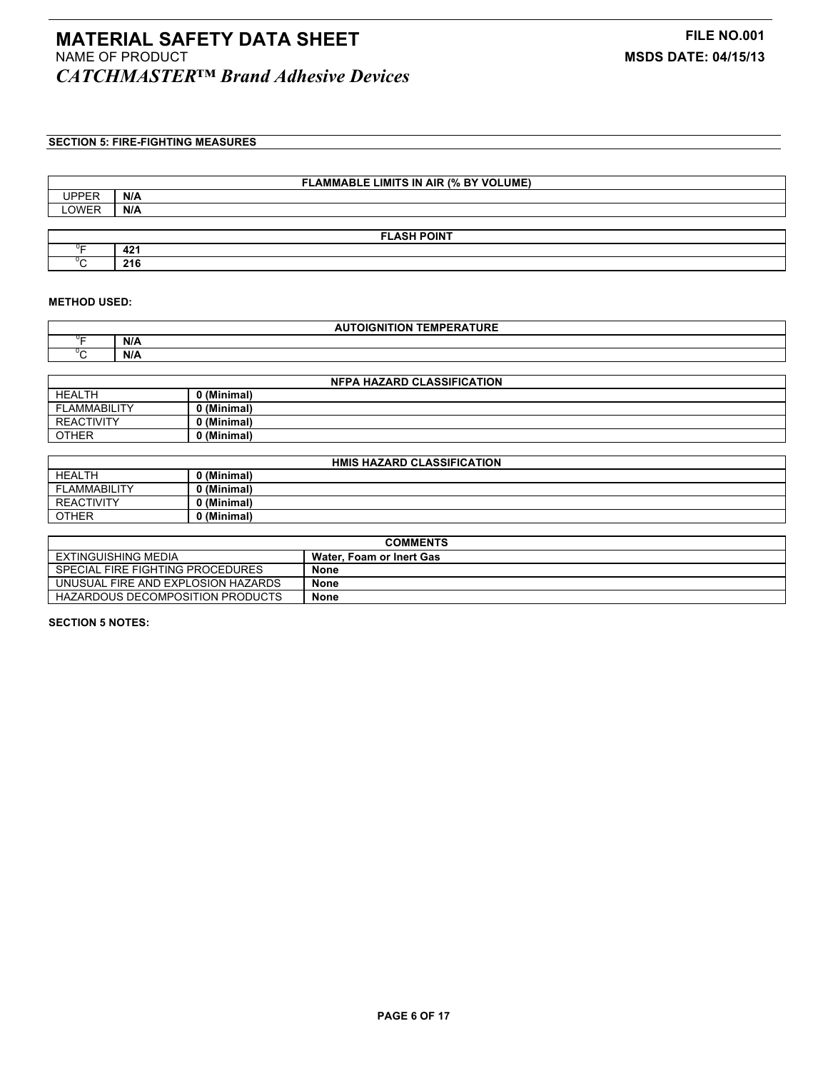# MATERIAL SAFETY DATA SHEET

NAME OF PRODUCT

***CATCHMASTER™ Brand Adhesive Devices***

**FILE NO.001**

**MSDS DATE: 04/15/13**

## SECTION 5: FIRE-FIGHTING MEASURES

| FLAMMABLE LIMITS IN AIR (% BY VOLUME) | |
|---|---|
| UPPER | **N/A** |
| LOWER | **N/A** |

| FLASH POINT | |
|---|---|
| $^0$F | **421** |
| $^0$C | **216** |

**METHOD USED:**

| AUTOIGNITION TEMPERATURE | |
|---|---|
| $^0$F | **N/A** |
| $^0$C | **N/A** |

| NFPA HAZARD CLASSIFICATION | |
|---|---|
| HEALTH | **0 (Minimal)** |
| FLAMMABILITY | **0 (Minimal)** |
| REACTIVITY | **0 (Minimal)** |
| OTHER | **0 (Minimal)** |

| HMIS HAZARD CLASSIFICATION | |
|---|---|
| HEALTH | **0 (Minimal)** |
| FLAMMABILITY | **0 (Minimal)** |
| REACTIVITY | **0 (Minimal)** |
| OTHER | **0 (Minimal)** |

| COMMENTS | |
|---|---|
| EXTINGUISHING MEDIA | **Water, Foam or Inert Gas** |
| SPECIAL FIRE FIGHTING PROCEDURES | **None** |
| UNUSUAL FIRE AND EXPLOSION HAZARDS | **None** |
| HAZARDOUS DECOMPOSITION PRODUCTS | **None** |

**SECTION 5 NOTES:**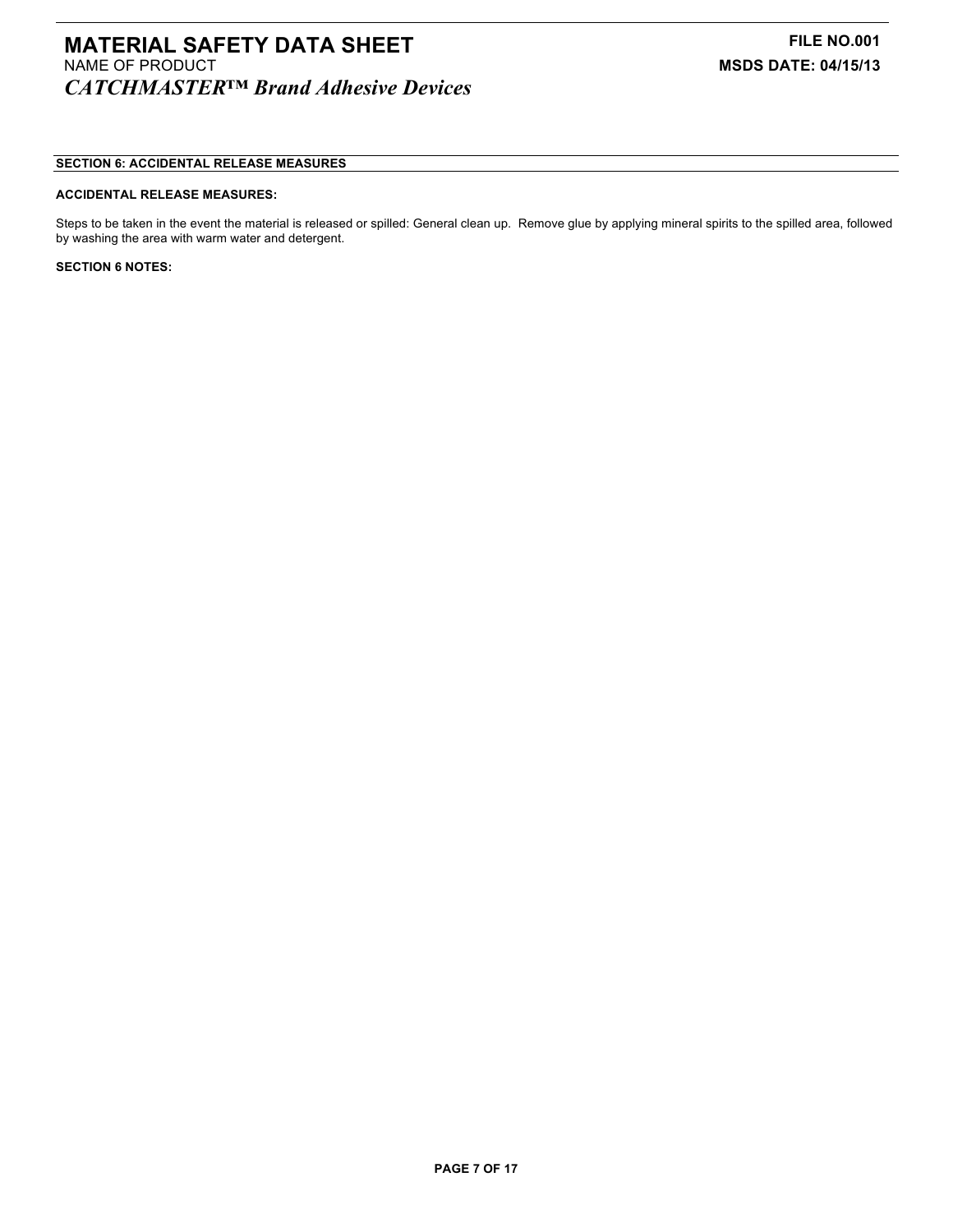## SECTION 6: ACCIDENTAL RELEASE MEASURES

**ACCIDENTAL RELEASE MEASURES:**

Steps to be taken in the event the material is released or spilled: General clean up. Remove glue by applying mineral spirits to the spilled area, followed by washing the area with warm water and detergent.

**SECTION 6 NOTES:**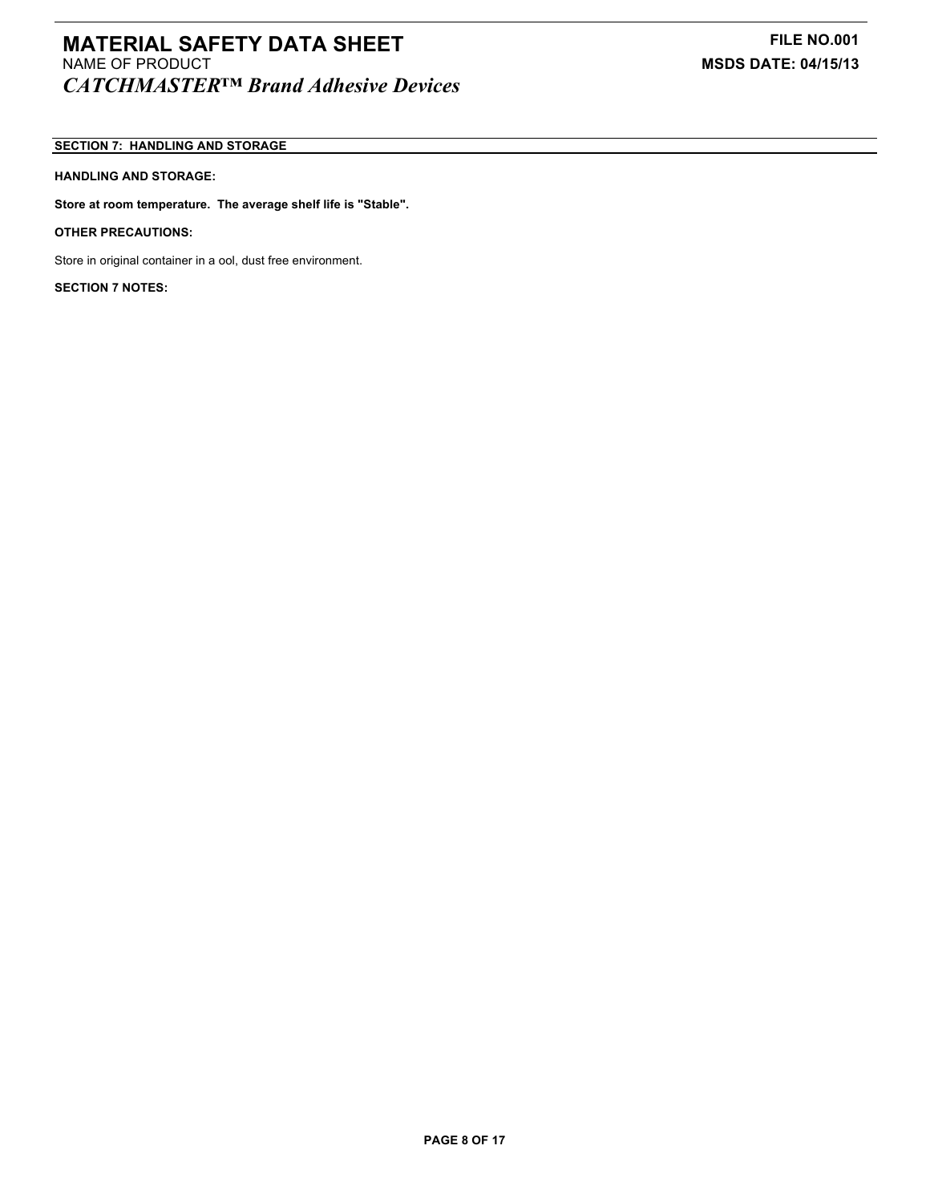## SECTION 7: HANDLING AND STORAGE

**HANDLING AND STORAGE:**

**Store at room temperature. The average shelf life is "Stable".**

**OTHER PRECAUTIONS:**

Store in original container in a ool, dust free environment.

**SECTION 7 NOTES:**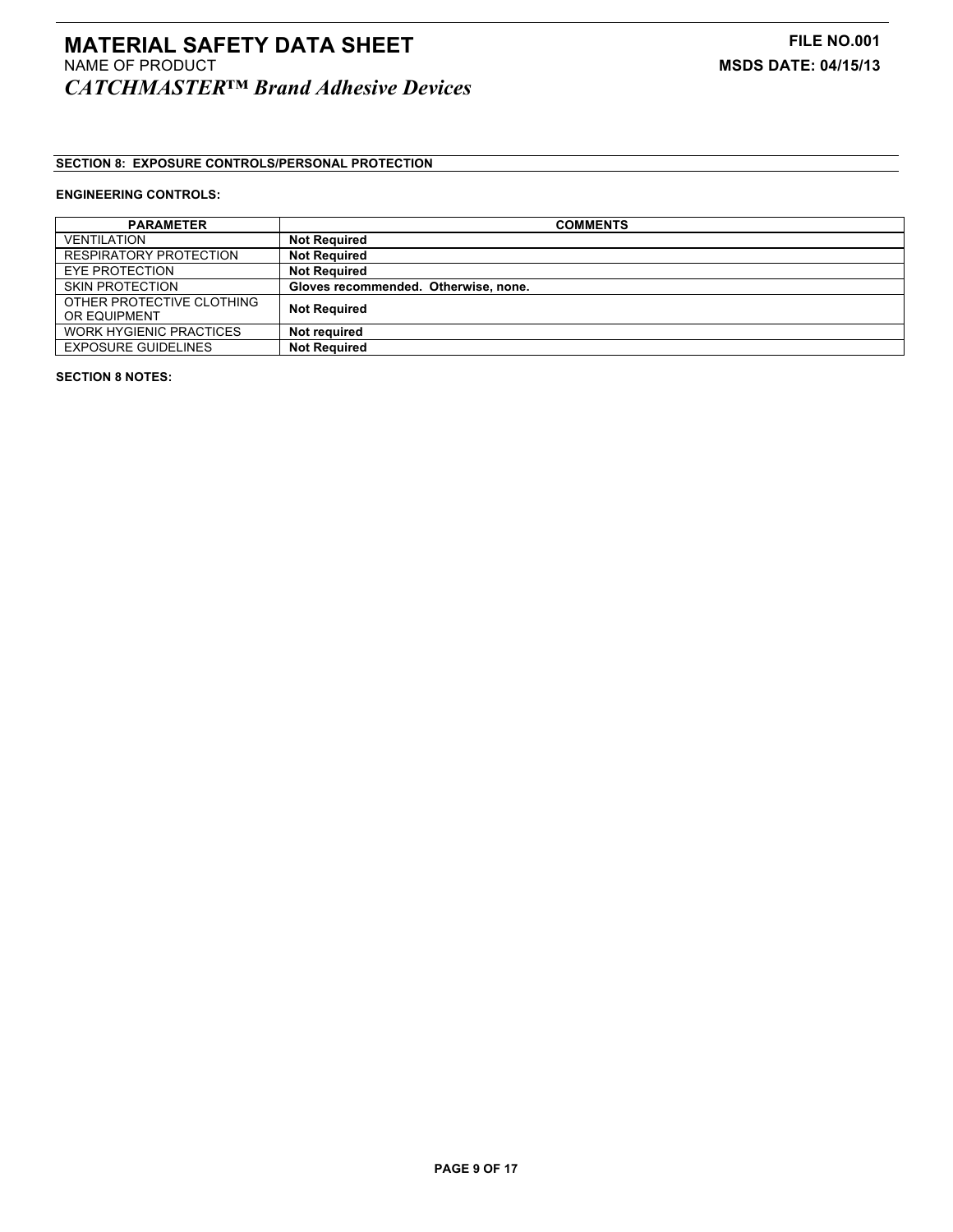**SECTION 8: EXPOSURE CONTROLS/PERSONAL PROTECTION**

**ENGINEERING CONTROLS:**

| PARAMETER | COMMENTS |
|---|---|
| VENTILATION | **Not Required** |
| RESPIRATORY PROTECTION | **Not Required** |
| EYE PROTECTION | **Not Required** |
| SKIN PROTECTION | **Gloves recommended. Otherwise, none.** |
| OTHER PROTECTIVE CLOTHING OR EQUIPMENT | **Not Required** |
| WORK HYGIENIC PRACTICES | **Not required** |
| EXPOSURE GUIDELINES | **Not Required** |

**SECTION 8 NOTES:**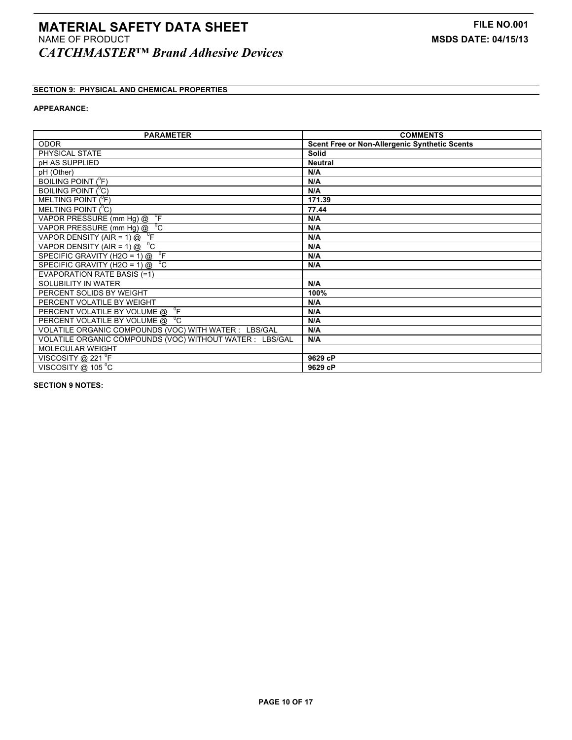# MATERIAL SAFETY DATA SHEET

NAME OF PRODUCT

***CATCHMASTER™ Brand Adhesive Devices***

**FILE NO.001**

**MSDS DATE: 04/15/13**

## SECTION 9: PHYSICAL AND CHEMICAL PROPERTIES

**APPEARANCE:**

| PARAMETER | COMMENTS |
|---|---|
| ODOR | **Scent Free or Non-Allergenic Synthetic Scents** |
| PHYSICAL STATE | **Solid** |
| pH AS SUPPLIED | **Neutral** |
| pH (Other) | **N/A** |
| BOILING POINT ($^0$F) | **N/A** |
| BOILING POINT ($^0$C) | **N/A** |
| MELTING POINT ($^0$F) | **171.39** |
| MELTING POINT ($^0$C) | **77.44** |
| VAPOR PRESSURE (mm Hg) @ $^0$F | **N/A** |
| VAPOR PRESSURE (mm Hg) @ $^0$C | **N/A** |
| VAPOR DENSITY (AIR = 1) @ $^0$F | **N/A** |
| VAPOR DENSITY (AIR = 1) @ $^0$C | **N/A** |
| SPECIFIC GRAVITY (H2O = 1) @ $^0$F | **N/A** |
| SPECIFIC GRAVITY (H2O = 1) @ $^0$C | **N/A** |
| EVAPORATION RATE BASIS (=1) | |
| SOLUBILITY IN WATER | **N/A** |
| PERCENT SOLIDS BY WEIGHT | **100%** |
| PERCENT VOLATILE BY WEIGHT | **N/A** |
| PERCENT VOLATILE BY VOLUME @ $^0$F | **N/A** |
| PERCENT VOLATILE BY VOLUME @ $^0$C | **N/A** |
| VOLATILE ORGANIC COMPOUNDS (VOC) WITH WATER : LBS/GAL | **N/A** |
| VOLATILE ORGANIC COMPOUNDS (VOC) WITHOUT WATER : LBS/GAL | **N/A** |
| MOLECULAR WEIGHT | |
| VISCOSITY @ 221 $^0$F | **9629 cP** |
| VISCOSITY @ 105 $^0$C | **9629 cP** |

**SECTION 9 NOTES:**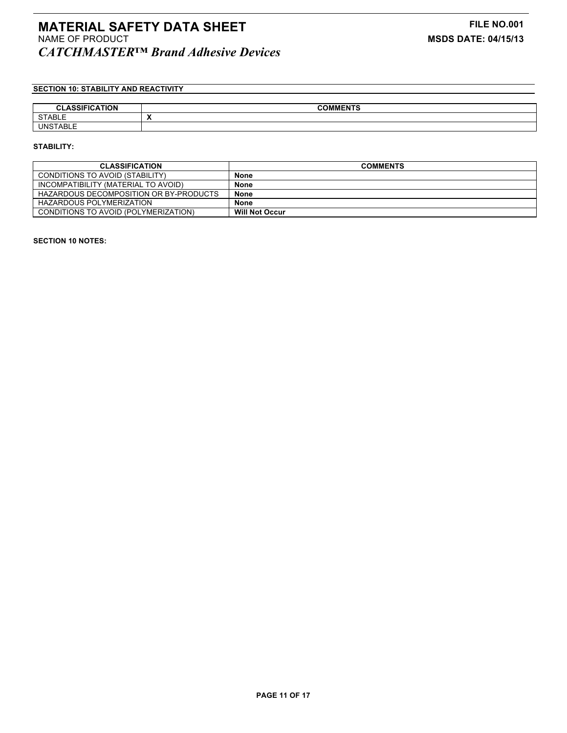## SECTION 10: STABILITY AND REACTIVITY

| CLASSIFICATION | COMMENTS |
|---|---|
| STABLE | **X** |
| UNSTABLE | |

**STABILITY:**

| CLASSIFICATION | COMMENTS |
|---|---|
| CONDITIONS TO AVOID (STABILITY) | **None** |
| INCOMPATIBILITY (MATERIAL TO AVOID) | **None** |
| HAZARDOUS DECOMPOSITION OR BY-PRODUCTS | **None** |
| HAZARDOUS POLYMERIZATION | **None** |
| CONDITIONS TO AVOID (POLYMERIZATION) | **Will Not Occur** |

**SECTION 10 NOTES:**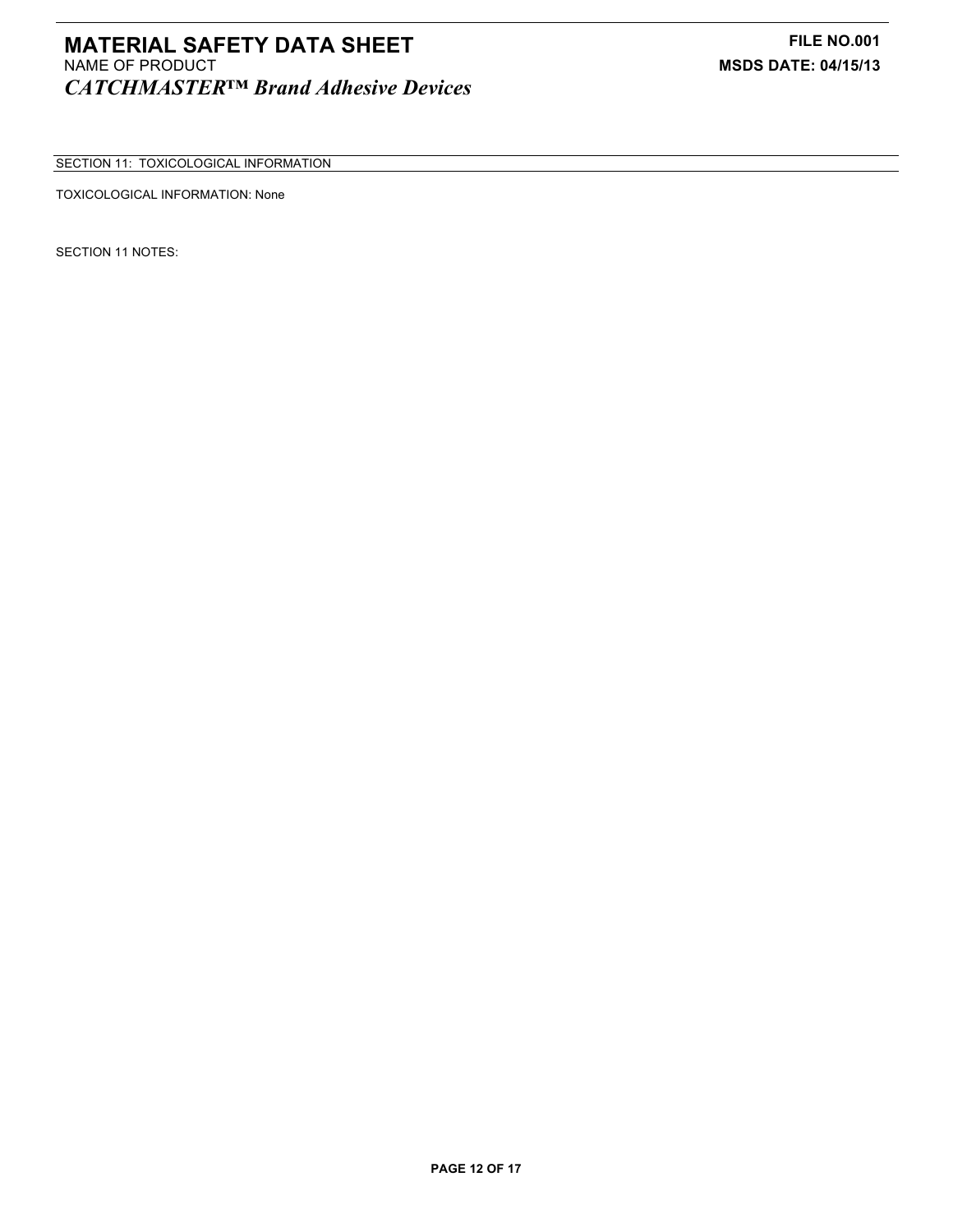SECTION 11: TOXICOLOGICAL INFORMATION

TOXICOLOGICAL INFORMATION: None

SECTION 11 NOTES: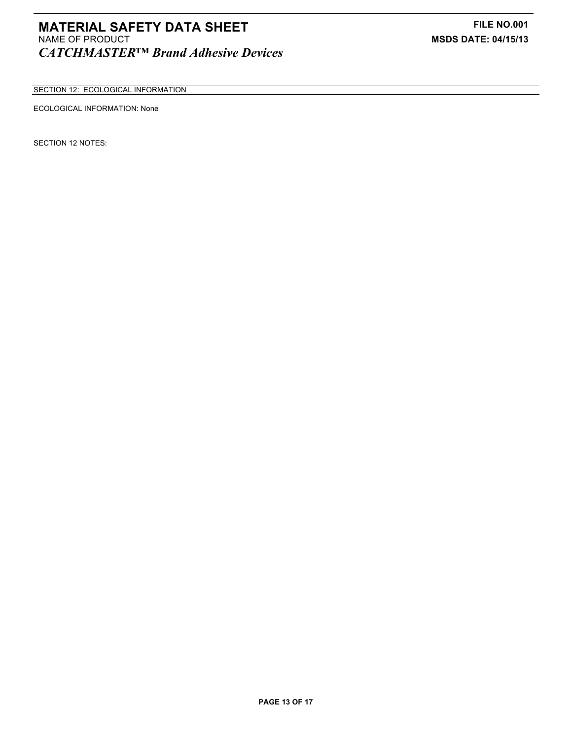## SECTION 12: ECOLOGICAL INFORMATION

ECOLOGICAL INFORMATION: None

SECTION 12 NOTES: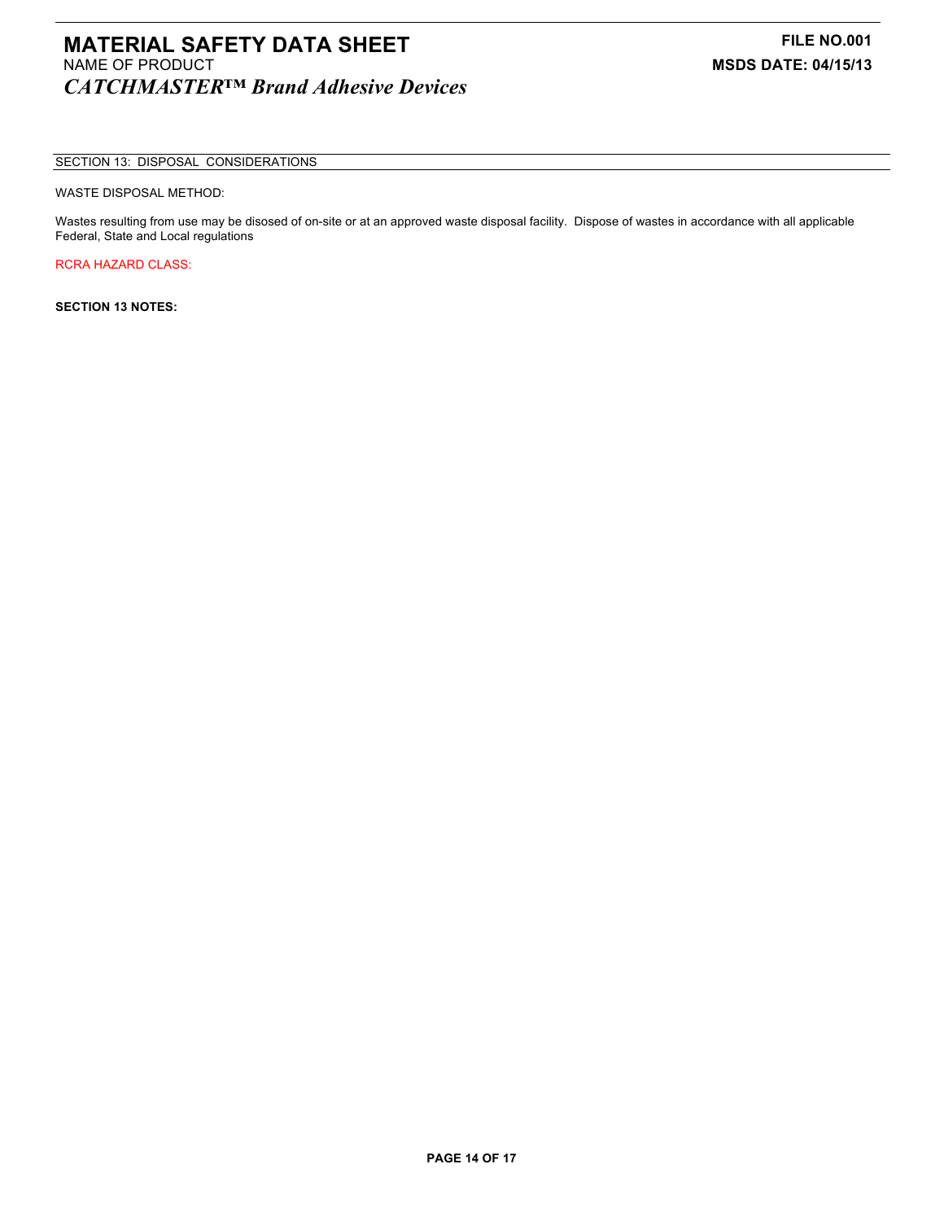## SECTION 13: DISPOSAL CONSIDERATIONS

WASTE DISPOSAL METHOD:

Wastes resulting from use may be disosed of on-site or at an approved waste disposal facility. Dispose of wastes in accordance with all applicable Federal, State and Local regulations

RCRA HAZARD CLASS:

**SECTION 13 NOTES:**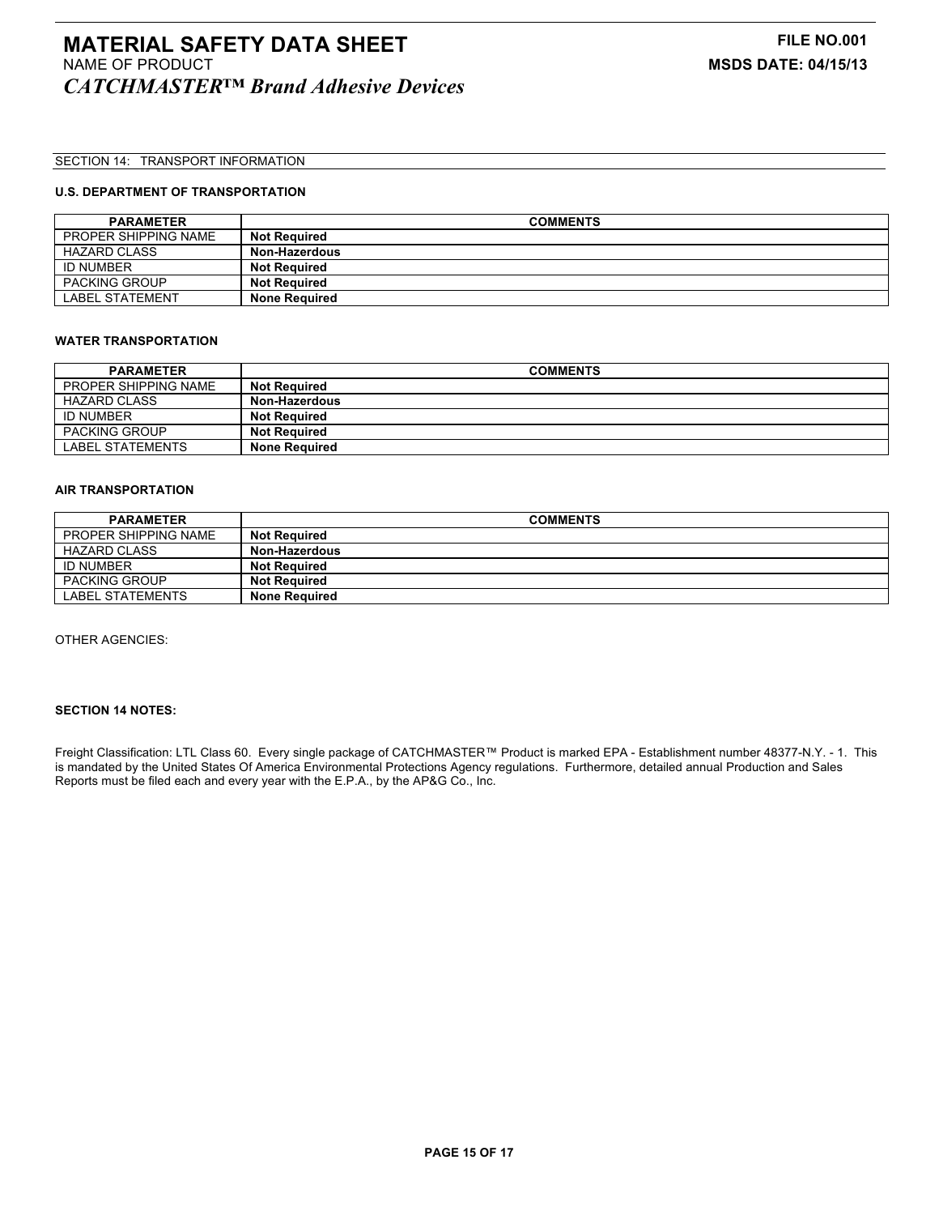SECTION 14: TRANSPORT INFORMATION

**U.S. DEPARTMENT OF TRANSPORTATION**

| PARAMETER | COMMENTS |
|---|---|
| PROPER SHIPPING NAME | **Not Required** |
| HAZARD CLASS | **Non-Hazerdous** |
| ID NUMBER | **Not Required** |
| PACKING GROUP | **Not Required** |
| LABEL STATEMENT | **None Required** |

**WATER TRANSPORTATION**

| PARAMETER | COMMENTS |
|---|---|
| PROPER SHIPPING NAME | **Not Required** |
| HAZARD CLASS | **Non-Hazerdous** |
| ID NUMBER | **Not Required** |
| PACKING GROUP | **Not Required** |
| LABEL STATEMENTS | **None Required** |

**AIR TRANSPORTATION**

| PARAMETER | COMMENTS |
|---|---|
| PROPER SHIPPING NAME | **Not Required** |
| HAZARD CLASS | **Non-Hazerdous** |
| ID NUMBER | **Not Required** |
| PACKING GROUP | **Not Required** |
| LABEL STATEMENTS | **None Required** |

OTHER AGENCIES:

**SECTION 14 NOTES:**

Freight Classification: LTL Class 60. Every single package of CATCHMASTER™ Product is marked EPA - Establishment number 48377-N.Y. - 1. This is mandated by the United States Of America Environmental Protections Agency regulations. Furthermore, detailed annual Production and Sales Reports must be filed each and every year with the E.P.A., by the AP&G Co., Inc.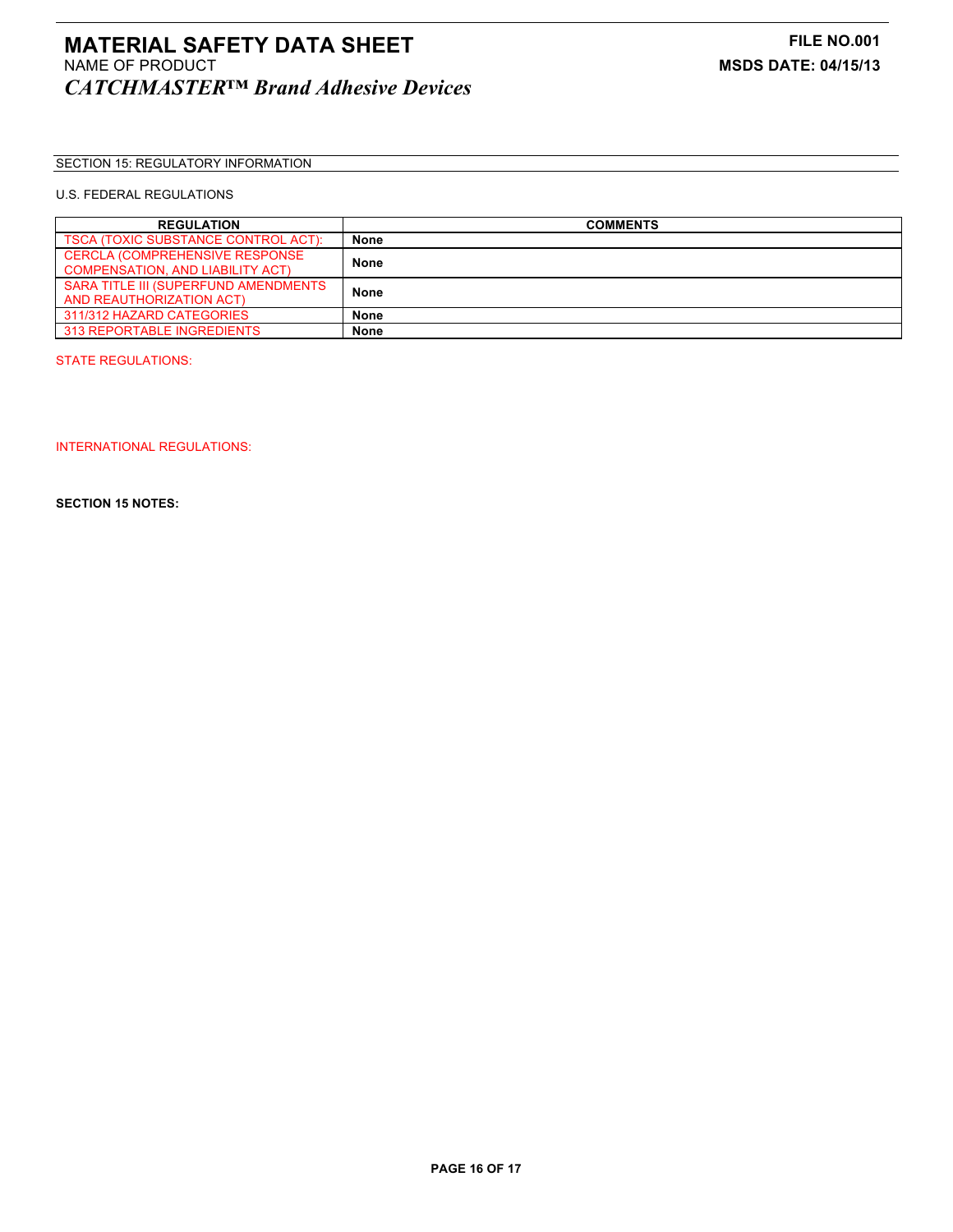SECTION 15: REGULATORY INFORMATION

U.S. FEDERAL REGULATIONS

| REGULATION | COMMENTS |
|---|---|
| TSCA (TOXIC SUBSTANCE CONTROL ACT): | **None** |
| CERCLA (COMPREHENSIVE RESPONSE COMPENSATION, AND LIABILITY ACT) | **None** |
| SARA TITLE III (SUPERFUND AMENDMENTS AND REAUTHORIZATION ACT) | **None** |
| 311/312 HAZARD CATEGORIES | **None** |
| 313 REPORTABLE INGREDIENTS | **None** |

STATE REGULATIONS:

INTERNATIONAL REGULATIONS:

**SECTION 15 NOTES:**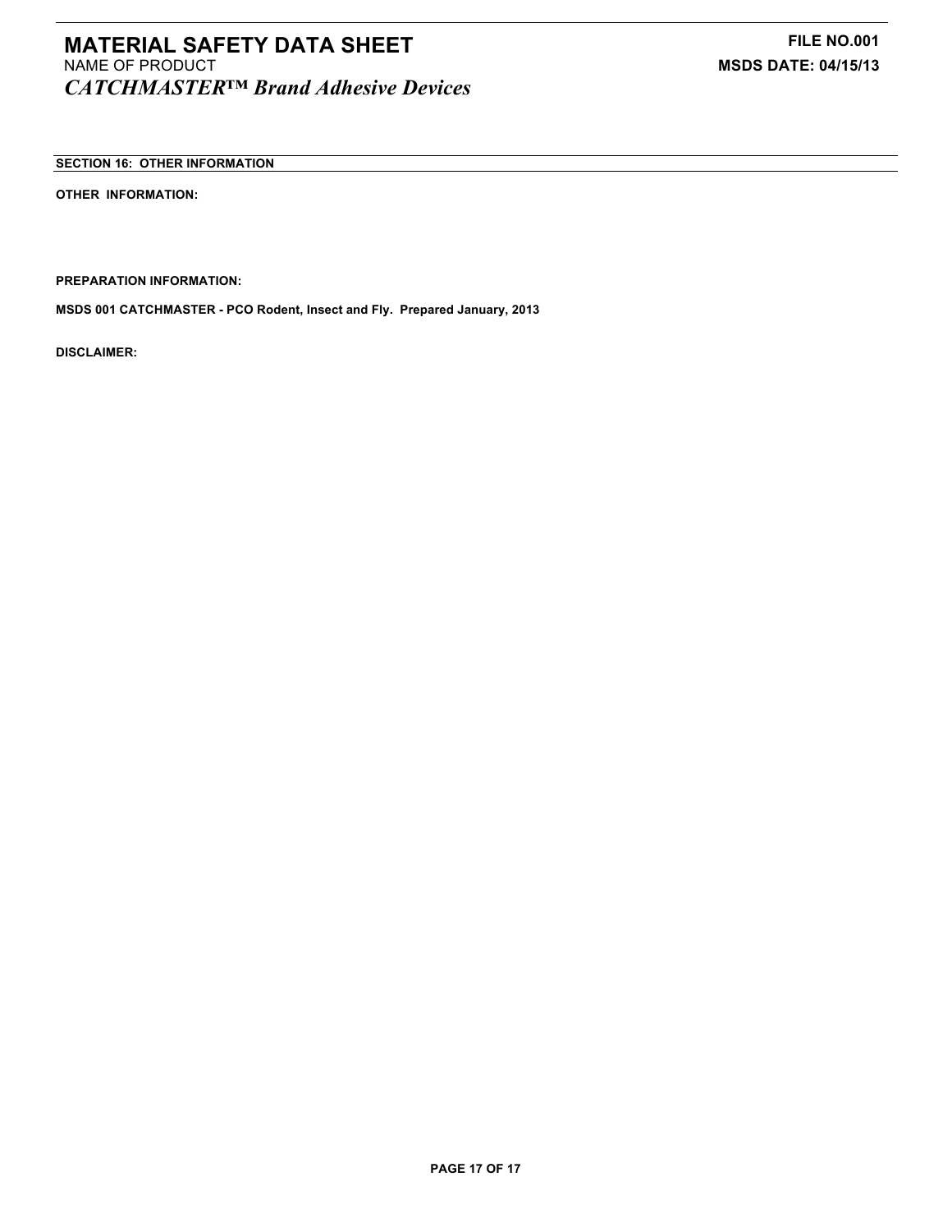## SECTION 16: OTHER INFORMATION

**OTHER INFORMATION:**

**PREPARATION INFORMATION:**

**MSDS 001 CATCHMASTER - PCO Rodent, Insect and Fly. Prepared January, 2013**

**DISCLAIMER:**